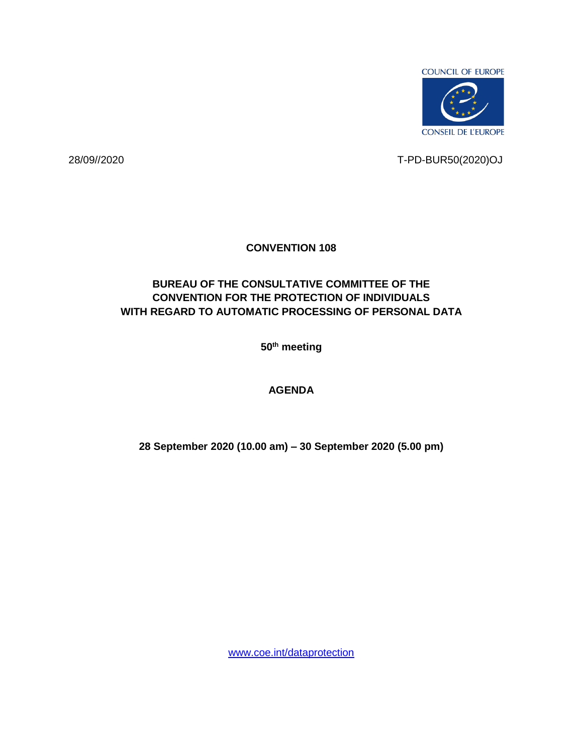COUNCIL OF EUROPE

CONSEIL DE L'EUROPE

28/09//2020

T-PD-BUR50(2020)OJ

**CONVENTION 108**

**BUREAU OF THE CONSULTATIVE COMMITTEE OF THE CONVENTION FOR THE PROTECTION OF INDIVIDUALS WITH REGARD TO AUTOMATIC PROCESSING OF PERSONAL DATA**

**50th meeting**

**AGENDA**

**28 September 2020 (10.00 am) – 30 September 2020 (5.00 pm)**

www.coe.int/dataprotection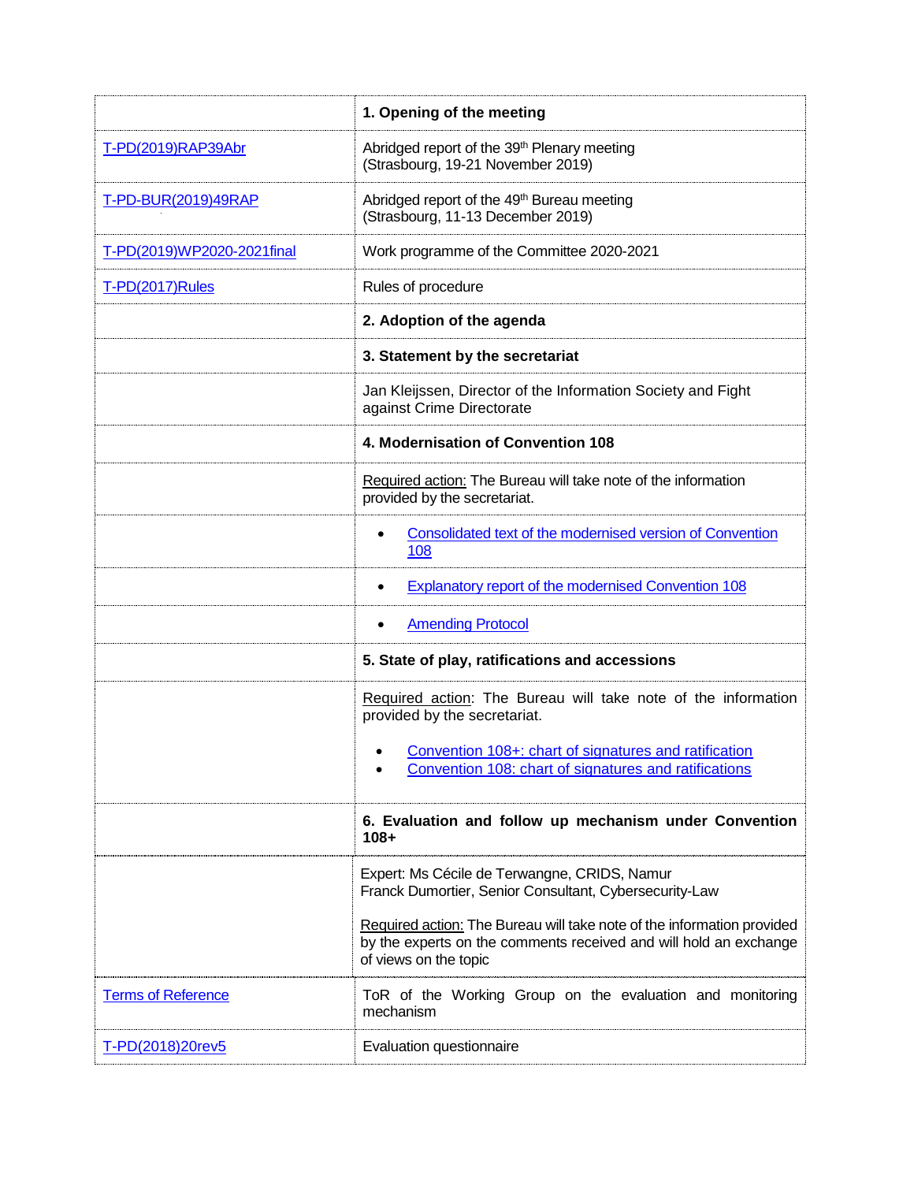| | |
|---|---|
| | **1. Opening of the meeting** |
| T-PD(2019)RAP39Abr | Abridged report of the 39th Plenary meeting (Strasbourg, 19-21 November 2019) |
| T-PD-BUR(2019)49RAP | Abridged report of the 49th Bureau meeting (Strasbourg, 11-13 December 2019) |
| T-PD(2019)WP2020-2021final | Work programme of the Committee 2020-2021 |
| T-PD(2017)Rules | Rules of procedure |
| | **2. Adoption of the agenda** |
| | **3. Statement by the secretariat** |
| | Jan Kleijssen, Director of the Information Society and Fight against Crime Directorate |
| | **4. Modernisation of Convention 108** |
| | Required action: The Bureau will take note of the information provided by the secretariat. |
| | • Consolidated text of the modernised version of Convention 108 |
| | • Explanatory report of the modernised Convention 108 |
| | • Amending Protocol |
| | **5. State of play, ratifications and accessions** |
| | Required action: The Bureau will take note of the information provided by the secretariat.<br><br>• Convention 108+: chart of signatures and ratification<br>• Convention 108: chart of signatures and ratifications |
| | **6. Evaluation and follow up mechanism under Convention 108+** |
| | Expert: Ms Cécile de Terwangne, CRIDS, Namur<br>Franck Dumortier, Senior Consultant, Cybersecurity-Law<br><br>Required action: The Bureau will take note of the information provided by the experts on the comments received and will hold an exchange of views on the topic |
| Terms of Reference | ToR of the Working Group on the evaluation and monitoring mechanism |
| T-PD(2018)20rev5 | Evaluation questionnaire |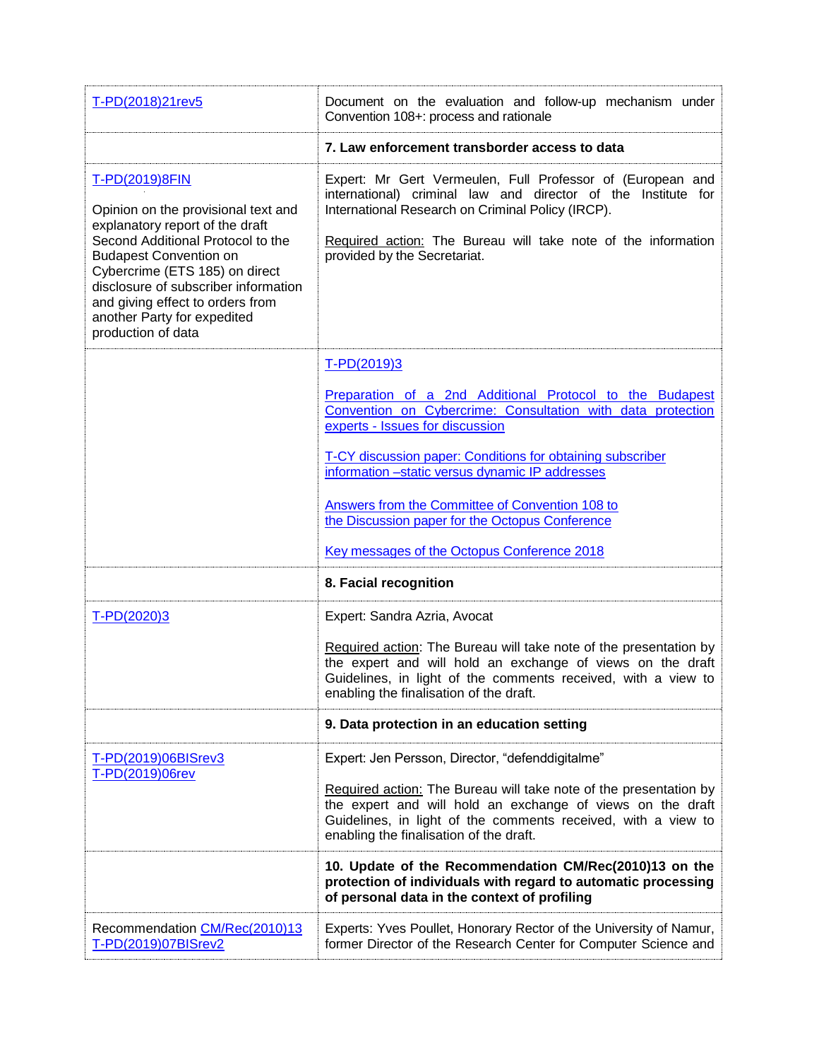| | |
|---|---|
| T-PD(2018)21rev5 | Document on the evaluation and follow-up mechanism under Convention 108+: process and rationale |
| | **7. Law enforcement transborder access to data** |
| T-PD(2019)8FIN<br><br>Opinion on the provisional text and explanatory report of the draft Second Additional Protocol to the Budapest Convention on Cybercrime (ETS 185) on direct disclosure of subscriber information and giving effect to orders from another Party for expedited production of data | Expert: Mr Gert Vermeulen, Full Professor of (European and international) criminal law and director of the Institute for International Research on Criminal Policy (IRCP).<br><br>Required action: The Bureau will take note of the information provided by the Secretariat. |
| | T-PD(2019)3<br><br>Preparation of a 2nd Additional Protocol to the Budapest Convention on Cybercrime: Consultation with data protection experts - Issues for discussion<br><br>T-CY discussion paper: Conditions for obtaining subscriber information –static versus dynamic IP addresses<br><br>Answers from the Committee of Convention 108 to the Discussion paper for the Octopus Conference<br><br>Key messages of the Octopus Conference 2018 |
| | **8. Facial recognition** |
| T-PD(2020)3 | Expert: Sandra Azria, Avocat<br><br>Required action: The Bureau will take note of the presentation by the expert and will hold an exchange of views on the draft Guidelines, in light of the comments received, with a view to enabling the finalisation of the draft. |
| | **9. Data protection in an education setting** |
| T-PD(2019)06BISrev3<br>T-PD(2019)06rev | Expert: Jen Persson, Director, "defenddigitalme"<br><br>Required action: The Bureau will take note of the presentation by the expert and will hold an exchange of views on the draft Guidelines, in light of the comments received, with a view to enabling the finalisation of the draft. |
| | **10. Update of the Recommendation CM/Rec(2010)13 on the protection of individuals with regard to automatic processing of personal data in the context of profiling** |
| Recommendation CM/Rec(2010)13<br>T-PD(2019)07BISrev2 | Experts: Yves Poullet, Honorary Rector of the University of Namur, former Director of the Research Center for Computer Science and |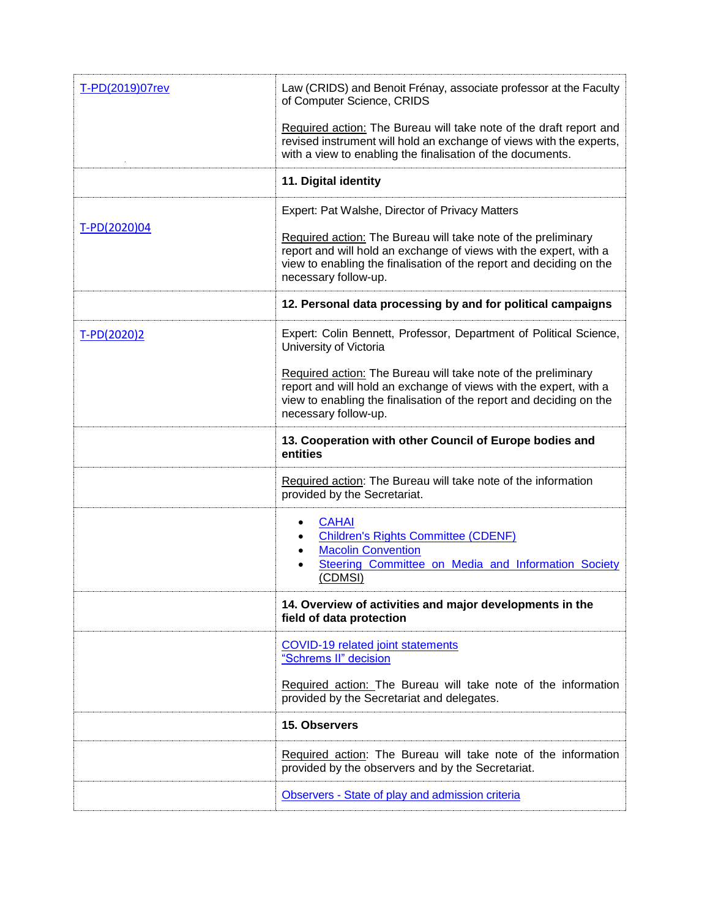| | |
|---|---|
| T-PD(2019)07rev | Law (CRIDS) and Benoit Frénay, associate professor at the Faculty of Computer Science, CRIDS<br><br>Required action: The Bureau will take note of the draft report and revised instrument will hold an exchange of views with the experts, with a view to enabling the finalisation of the documents. |
| | **11. Digital identity** |
| T-PD(2020)04 | Expert: Pat Walshe, Director of Privacy Matters<br><br>Required action: The Bureau will take note of the preliminary report and will hold an exchange of views with the expert, with a view to enabling the finalisation of the report and deciding on the necessary follow-up. |
| | **12. Personal data processing by and for political campaigns** |
| T-PD(2020)2 | Expert: Colin Bennett, Professor, Department of Political Science, University of Victoria<br><br>Required action: The Bureau will take note of the preliminary report and will hold an exchange of views with the expert, with a view to enabling the finalisation of the report and deciding on the necessary follow-up. |
| | **13. Cooperation with other Council of Europe bodies and entities** |
| | Required action: The Bureau will take note of the information provided by the Secretariat. |
| | • CAHAI<br>• Children's Rights Committee (CDENF)<br>• Macolin Convention<br>• Steering Committee on Media and Information Society (CDMSI) |
| | **14. Overview of activities and major developments in the field of data protection** |
| | COVID-19 related joint statements<br>"Schrems II" decision<br><br>Required action: The Bureau will take note of the information provided by the Secretariat and delegates. |
| | **15. Observers** |
| | Required action: The Bureau will take note of the information provided by the observers and by the Secretariat. |
| | Observers - State of play and admission criteria |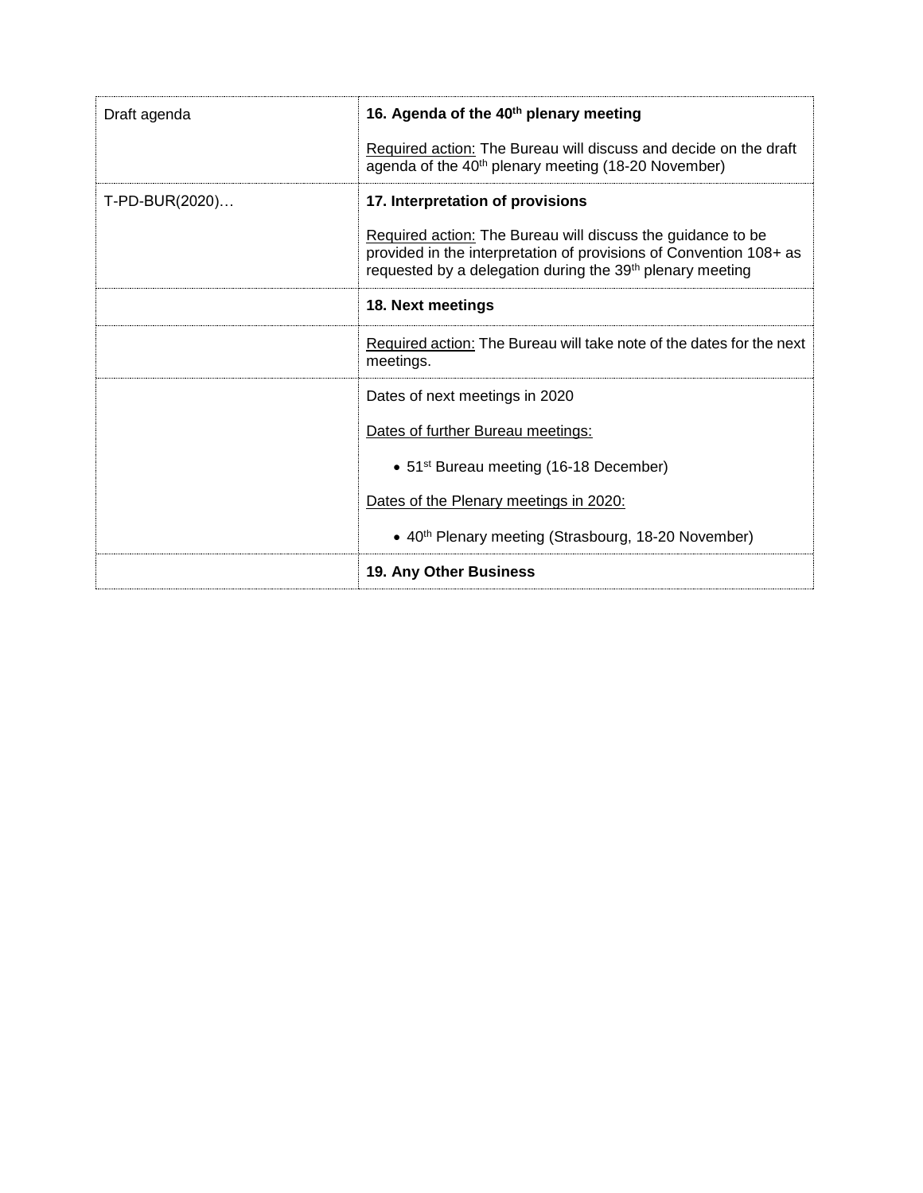| | |
|---|---|
| Draft agenda | **16. Agenda of the 40th plenary meeting**<br><br><u>Required action:</u> The Bureau will discuss and decide on the draft agenda of the 40th plenary meeting (18-20 November) |
| T-PD-BUR(2020)… | **17. Interpretation of provisions**<br><br><u>Required action:</u> The Bureau will discuss the guidance to be provided in the interpretation of provisions of Convention 108+ as requested by a delegation during the 39th plenary meeting |
| | **18. Next meetings** |
| | <u>Required action:</u> The Bureau will take note of the dates for the next meetings. |
| | Dates of next meetings in 2020<br><br><u>Dates of further Bureau meetings:</u><br><br>• 51st Bureau meeting (16-18 December)<br><br><u>Dates of the Plenary meetings in 2020:</u><br><br>• 40th Plenary meeting (Strasbourg, 18-20 November) |
| | **19. Any Other Business** |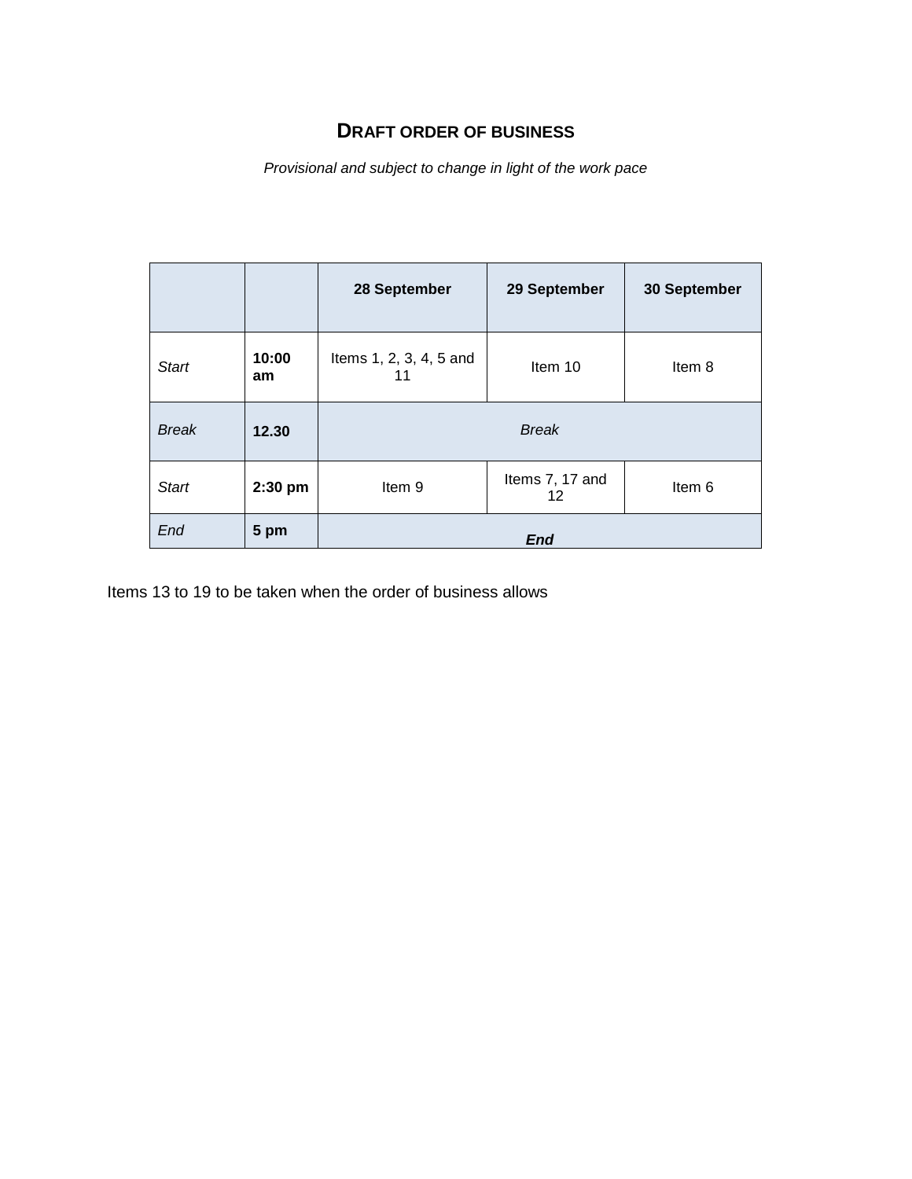## DRAFT ORDER OF BUSINESS

*Provisional and subject to change in light of the work pace*

| | | 28 September | 29 September | 30 September |
|---|---|---|---|---|
| *Start* | **10:00 am** | Items 1, 2, 3, 4, 5 and 11 | Item 10 | Item 8 |
| *Break* | **12.30** | *Break* | | |
| *Start* | **2:30 pm** | Item 9 | Items 7, 17 and 12 | Item 6 |
| *End* | **5 pm** | ***End*** | | |

Items 13 to 19 to be taken when the order of business allows